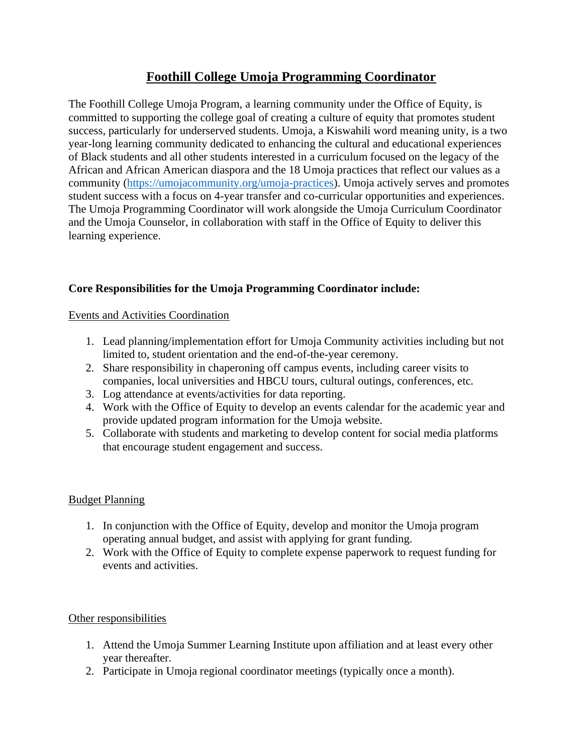# Foothill College Umoja Programming Coordinator

The Foothill College Umoja Program, a learning community under the Office of Equity, is committed to supporting the college goal of creating a culture of equity that promotes student success, particularly for underserved students. Umoja, a Kiswahili word meaning unity, is a two year-long learning community dedicated to enhancing the cultural and educational experiences of Black students and all other students interested in a curriculum focused on the legacy of the African and African American diaspora and the 18 Umoja practices that reflect our values as a community ([https://umojacommunity.org/umoja-practices](https://umojacommunity.org/umoja-practices)). Umoja actively serves and promotes student success with a focus on 4-year transfer and co-curricular opportunities and experiences. The Umoja Programming Coordinator will work alongside the Umoja Curriculum Coordinator and the Umoja Counselor, in collaboration with staff in the Office of Equity to deliver this learning experience.

**Core Responsibilities for the Umoja Programming Coordinator include:**

Events and Activities Coordination

1. Lead planning/implementation effort for Umoja Community activities including but not limited to, student orientation and the end-of-the-year ceremony.
2. Share responsibility in chaperoning off campus events, including career visits to companies, local universities and HBCU tours, cultural outings, conferences, etc.
3. Log attendance at events/activities for data reporting.
4. Work with the Office of Equity to develop an events calendar for the academic year and provide updated program information for the Umoja website.
5. Collaborate with students and marketing to develop content for social media platforms that encourage student engagement and success.

Budget Planning

1. In conjunction with the Office of Equity, develop and monitor the Umoja program operating annual budget, and assist with applying for grant funding.
2. Work with the Office of Equity to complete expense paperwork to request funding for events and activities.

Other responsibilities

1. Attend the Umoja Summer Learning Institute upon affiliation and at least every other year thereafter.
2. Participate in Umoja regional coordinator meetings (typically once a month).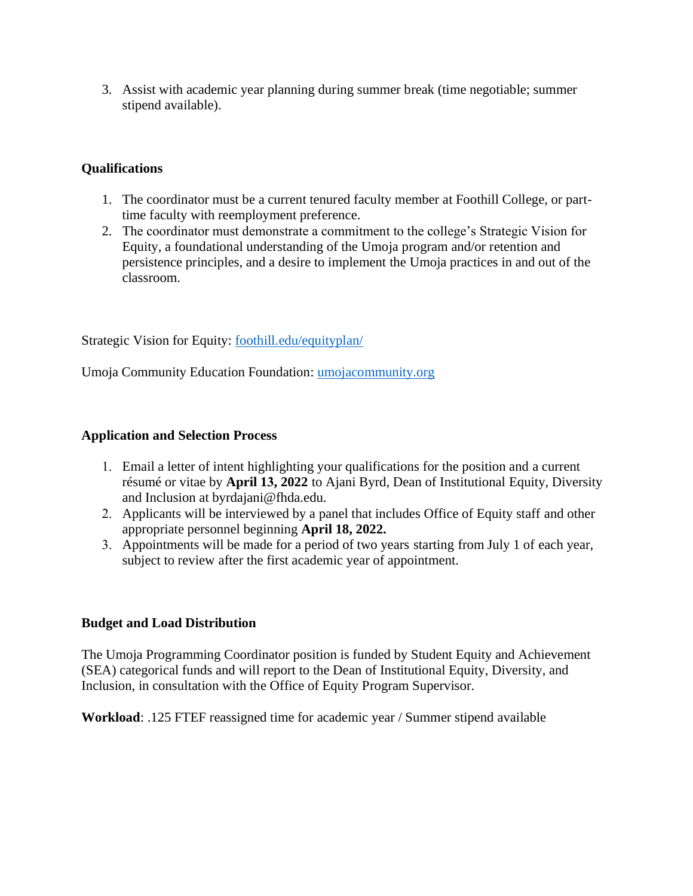3. Assist with academic year planning during summer break (time negotiable; summer stipend available).

**Qualifications**

1. The coordinator must be a current tenured faculty member at Foothill College, or part-time faculty with reemployment preference.
2. The coordinator must demonstrate a commitment to the college's Strategic Vision for Equity, a foundational understanding of the Umoja program and/or retention and persistence principles, and a desire to implement the Umoja practices in and out of the classroom.

Strategic Vision for Equity: [foothill.edu/equityplan/](foothill.edu/equityplan/)

Umoja Community Education Foundation: [umojacommunity.org](umojacommunity.org)

**Application and Selection Process**

1. Email a letter of intent highlighting your qualifications for the position and a current résumé or vitae by **April 13, 2022** to Ajani Byrd, Dean of Institutional Equity, Diversity and Inclusion at byrdajani@fhda.edu.
2. Applicants will be interviewed by a panel that includes Office of Equity staff and other appropriate personnel beginning **April 18, 2022.**
3. Appointments will be made for a period of two years starting from July 1 of each year, subject to review after the first academic year of appointment.

**Budget and Load Distribution**

The Umoja Programming Coordinator position is funded by Student Equity and Achievement (SEA) categorical funds and will report to the Dean of Institutional Equity, Diversity, and Inclusion, in consultation with the Office of Equity Program Supervisor.

**Workload**: .125 FTEF reassigned time for academic year / Summer stipend available